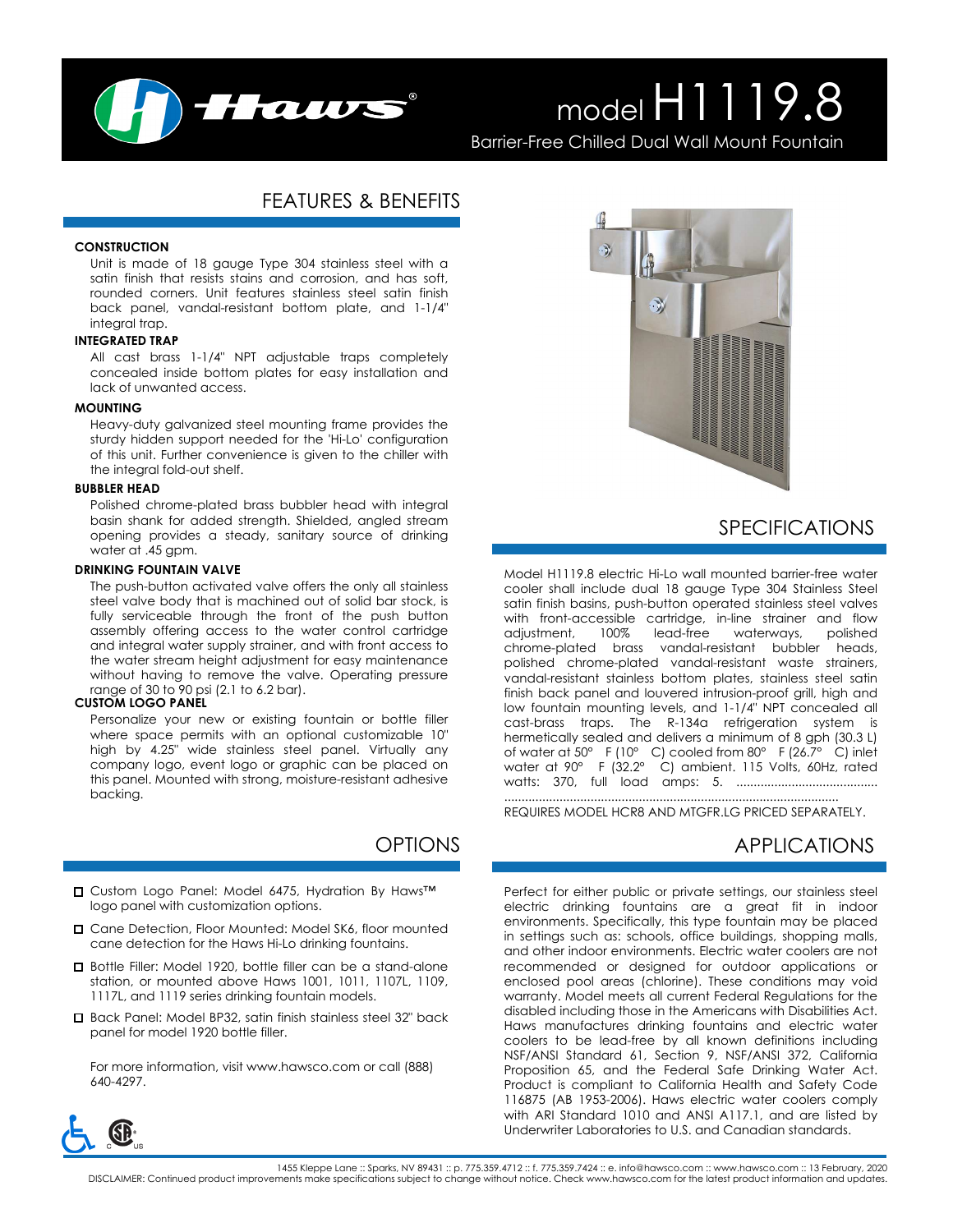# model H1119.8

Barrier-Free Chilled Dual Wall Mount Fountain

## FEATURES & BENEFITS

**CONSTRUCTION**

Unit is made of 18 gauge Type 304 stainless steel with a satin finish that resists stains and corrosion, and has soft, rounded corners. Unit features stainless steel satin finish back panel, vandal-resistant bottom plate, and 1-1/4" integral trap.

**INTEGRATED TRAP**

All cast brass 1-1/4" NPT adjustable traps completely concealed inside bottom plates for easy installation and lack of unwanted access.

**MOUNTING**

Heavy-duty galvanized steel mounting frame provides the sturdy hidden support needed for the 'Hi-Lo' configuration of this unit. Further convenience is given to the chiller with the integral fold-out shelf.

**BUBBLER HEAD**

Polished chrome-plated brass bubbler head with integral basin shank for added strength. Shielded, angled stream opening provides a steady, sanitary source of drinking water at .45 gpm.

**DRINKING FOUNTAIN VALVE**

The push-button activated valve offers the only all stainless steel valve body that is machined out of solid bar stock, is fully serviceable through the front of the push button assembly offering access to the water control cartridge and integral water supply strainer, and with front access to the water stream height adjustment for easy maintenance without having to remove the valve. Operating pressure range of 30 to 90 psi (2.1 to 6.2 bar).

**CUSTOM LOGO PANEL**

Personalize your new or existing fountain or bottle filler where space permits with an optional customizable 10" high by 4.25" wide stainless steel panel. Virtually any company logo, event logo or graphic can be placed on this panel. Mounted with strong, moisture-resistant adhesive backing.

## SPECIFICATIONS

Model H1119.8 electric Hi-Lo wall mounted barrier-free water cooler shall include dual 18 gauge Type 304 Stainless Steel satin finish basins, push-button operated stainless steel valves with front-accessible cartridge, in-line strainer and flow adjustment, 100% lead-free waterways, polished chrome-plated brass vandal-resistant bubbler heads, polished chrome-plated vandal-resistant waste strainers, vandal-resistant stainless bottom plates, stainless steel satin finish back panel and louvered intrusion-proof grill, high and low fountain mounting levels, and 1-1/4" NPT concealed all cast-brass traps. The R-134a refrigeration system is hermetically sealed and delivers a minimum of 8 gph (30.3 L) of water at 50° F (10° C) cooled from 80° F (26.7° C) inlet water at 90° F (32.2° C) ambient. 115 Volts, 60Hz, rated watts: 370, full load amps: 5. ......................................................................................................

REQUIRES MODEL HCR8 AND MTGFR.LG PRICED SEPARATELY.

## OPTIONS

- ☐ Custom Logo Panel: Model 6475, Hydration By Haws™ logo panel with customization options.
- ☐ Cane Detection, Floor Mounted: Model SK6, floor mounted cane detection for the Haws Hi-Lo drinking fountains.
- ☐ Bottle Filler: Model 1920, bottle filler can be a stand-alone station, or mounted above Haws 1001, 1011, 1107L, 1109, 1117L, and 1119 series drinking fountain models.
- ☐ Back Panel: Model BP32, satin finish stainless steel 32" back panel for model 1920 bottle filler.

For more information, visit www.hawsco.com or call (888) 640-4297.

## APPLICATIONS

Perfect for either public or private settings, our stainless steel electric drinking fountains are a great fit in indoor environments. Specifically, this type fountain may be placed in settings such as: schools, office buildings, shopping malls, and other indoor environments. Electric water coolers are not recommended or designed for outdoor applications or enclosed pool areas (chlorine). These conditions may void warranty. Model meets all current Federal Regulations for the disabled including those in the Americans with Disabilities Act. Haws manufactures drinking fountains and electric water coolers to be lead-free by all known definitions including NSF/ANSI Standard 61, Section 9, NSF/ANSI 372, California Proposition 65, and the Federal Safe Drinking Water Act. Product is compliant to California Health and Safety Code 116875 (AB 1953-2006). Haws electric water coolers comply with ARI Standard 1010 and ANSI A117.1, and are listed by Underwriter Laboratories to U.S. and Canadian standards.

1455 Kleppe Lane :: Sparks, NV 89431 :: p. 775.359.4712 :: f. 775.359.7424 :: e. info@hawsco.com :: www.hawsco.com :: 13 February, 2020

DISCLAIMER: Continued product improvements make specifications subject to change without notice. Check www.hawsco.com for the latest product information and updates.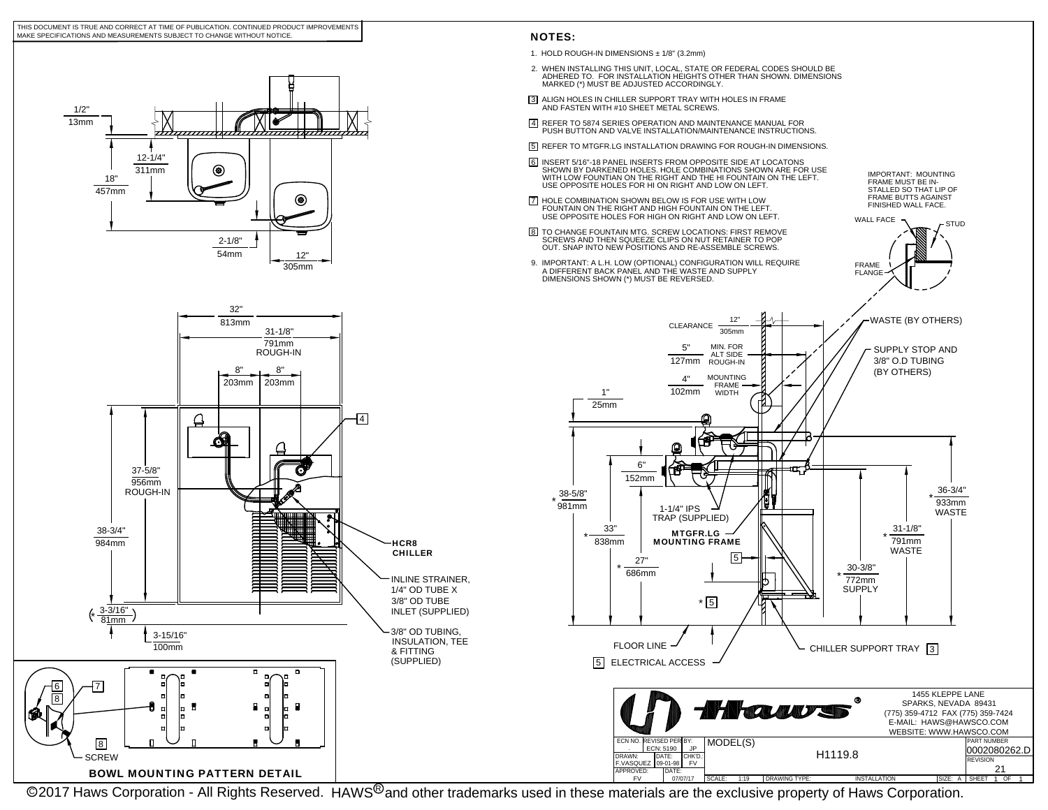THIS DOCUMENT IS TRUE AND CORRECT AT TIME OF PUBLICATION. CONTINUED PRODUCT IMPROVEMENTS MAKE SPECIFICATIONS AND MEASUREMENTS SUBJECT TO CHANGE WITHOUT NOTICE.

## NOTES:

1. HOLD ROUGH-IN DIMENSIONS ± 1/8" (3.2mm)
2. WHEN INSTALLING THIS UNIT, LOCAL, STATE OR FEDERAL CODES SHOULD BE ADHERED TO. FOR INSTALLATION HEIGHTS OTHER THAN SHOWN. DIMENSIONS MARKED (*) MUST BE ADJUSTED ACCORDINGLY.
3. ALIGN HOLES IN CHILLER SUPPORT TRAY WITH HOLES IN FRAME AND FASTEN WITH #10 SHEET METAL SCREWS.
4. REFER TO 5874 SERIES OPERATION AND MAINTENANCE MANUAL FOR PUSH BUTTON AND VALVE INSTALLATION/MAINTENANCE INSTRUCTIONS.
5. REFER TO MTGFR.LG INSTALLATION DRAWING FOR ROUGH-IN DIMENSIONS.
6. INSERT 5/16"-18 PANEL INSERTS FROM OPPOSITE SIDE AT LOCATONS SHOWN BY DARKENED HOLES. HOLE COMBINATIONS SHOWN ARE FOR USE WITH LOW FOUNTIAN ON THE RIGHT AND THE HI FOUNTAIN ON THE LEFT. USE OPPOSITE HOLES FOR HI ON RIGHT AND LOW ON LEFT.
7. HOLE COMBINATION SHOWN BELOW IS FOR USE WITH LOW FOUNTAIN ON THE RIGHT AND HIGH FOUNTAIN ON THE LEFT. USE OPPOSITE HOLES FOR HIGH ON RIGHT AND LOW ON LEFT.
8. TO CHANGE FOUNTAIN MTG. SCREW LOCATIONS: FIRST REMOVE SCREWS AND THEN SQUEEZE CLIPS ON NUT RETAINER TO POP OUT. SNAP INTO NEW POSITIONS AND RE-ASSEMBLE SCREWS.
9. IMPORTANT: A L.H. LOW (OPTIONAL) CONFIGURATION WILL REQUIRE A DIFFERENT BACK PANEL AND THE WASTE AND SUPPLY DIMENSIONS SHOWN (*) MUST BE REVERSED.

IMPORTANT: MOUNTING FRAME MUST BE INSTALLED SO THAT LIP OF FRAME BUTTS AGAINST FINISHED WALL FACE.

WALL FACE
STUD
FRAME FLANGE

1/2"
13mm
12-1/4"
311mm
18"
457mm
2-1/8"
54mm
12"
305mm

32"
813mm
31-1/8"
791mm
ROUGH-IN
8"
203mm
8"
203mm
4
37-5/8"
956mm
ROUGH-IN
38-3/4"
984mm
(* 3-3/16"
81mm)
3-15/16"
100mm
HCR8
CHILLER
INLINE STRAINER, 1/4" OD TUBE X 3/8" OD TUBE INLET (SUPPLIED)
3/8" OD TUBING, INSULATION, TEE & FITTING (SUPPLIED)

CLEARANCE 12"
305mm
5"
127mm
MIN. FOR ALT SIDE ROUGH-IN
4"
102mm
MOUNTING FRAME WIDTH
1"
25mm
WASTE (BY OTHERS)
SUPPLY STOP AND 3/8" O.D TUBING (BY OTHERS)
6"
152mm
* 38-5/8"
981mm
1-1/4" IPS TRAP (SUPPLIED)
* 33"
838mm
MTGFR.LG
MOUNTING FRAME
* 27"
686mm
5
* 5
* 36-3/4"
933mm
WASTE
* 31-1/8"
791mm
WASTE
* 30-3/8"
772mm
SUPPLY
FLOOR LINE
5 ELECTRICAL ACCESS
CHILLER SUPPORT TRAY 3

6
8
7
8
SCREW

BOWL MOUNTING PATTERN DETAIL

Haws®

1455 KLEPPE LANE
SPARKS, NEVADA 89431
(775) 359-4712 FAX (775) 359-7424
E-MAIL: HAWS@HAWSCO.COM
WEBSITE: WWW.HAWSCO.COM

| ECN NO. | REVISED PER | BY: | MODEL(S) | PART NUMBER |
|---|---|---|---|---|
| . | ECN: 5190 | JP | H1119.8 | 0002080262.D |
| DRAWN: F.VASQUEZ | DATE: 09-01-98 | CHK'D.: FV | | REVISION 21 |
| APPROVED: FV | DATE: 07/07/17 | | SCALE: 1:19 DRAWING TYPE: INSTALLATION SIZE: A | SHEET 1 OF 1 |

©2017 Haws Corporation - All Rights Reserved. HAWS® and other trademarks used in these materials are the exclusive property of Haws Corporation.